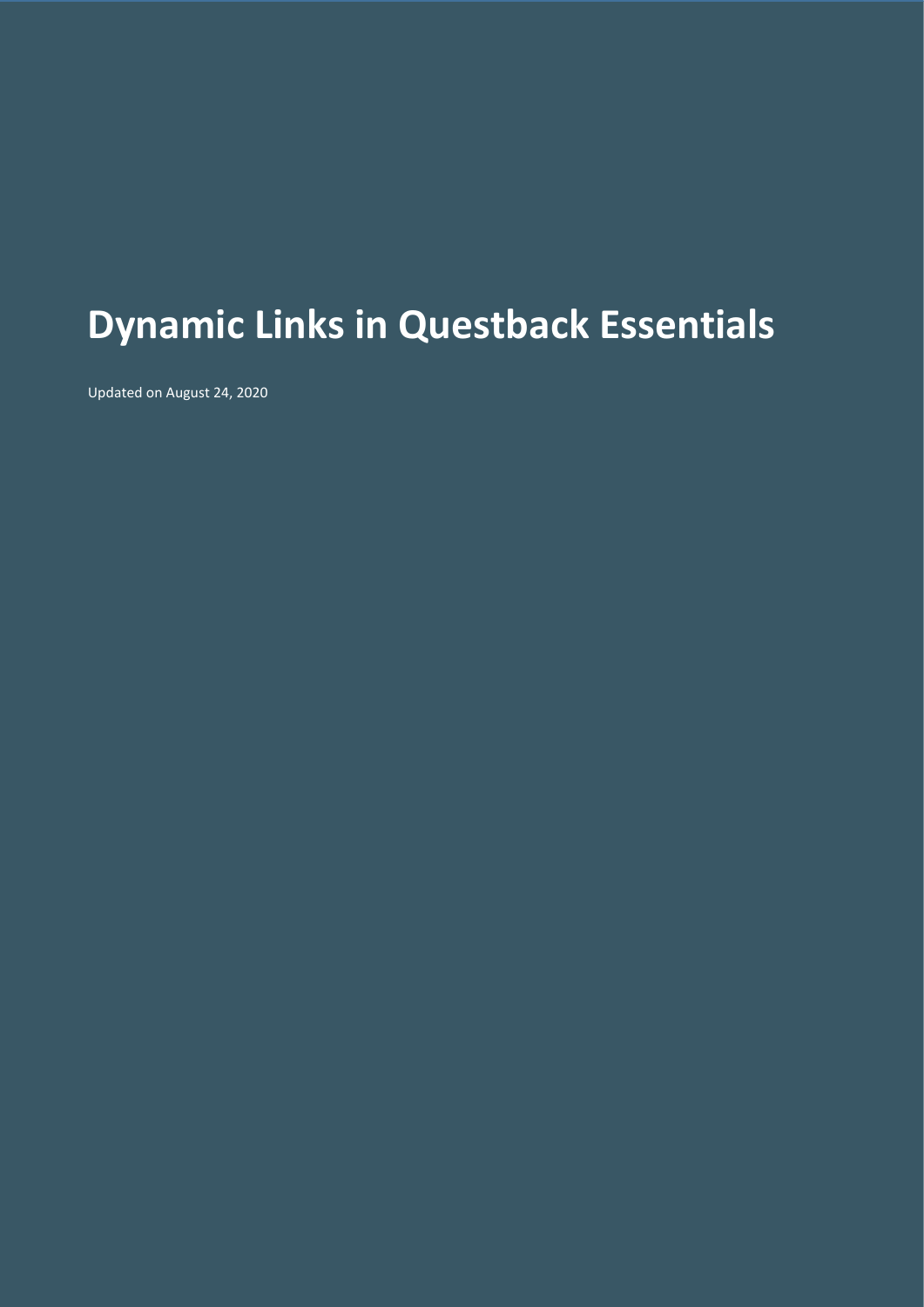# Dynamic Links in Questback Essentials

Updated on August 24, 2020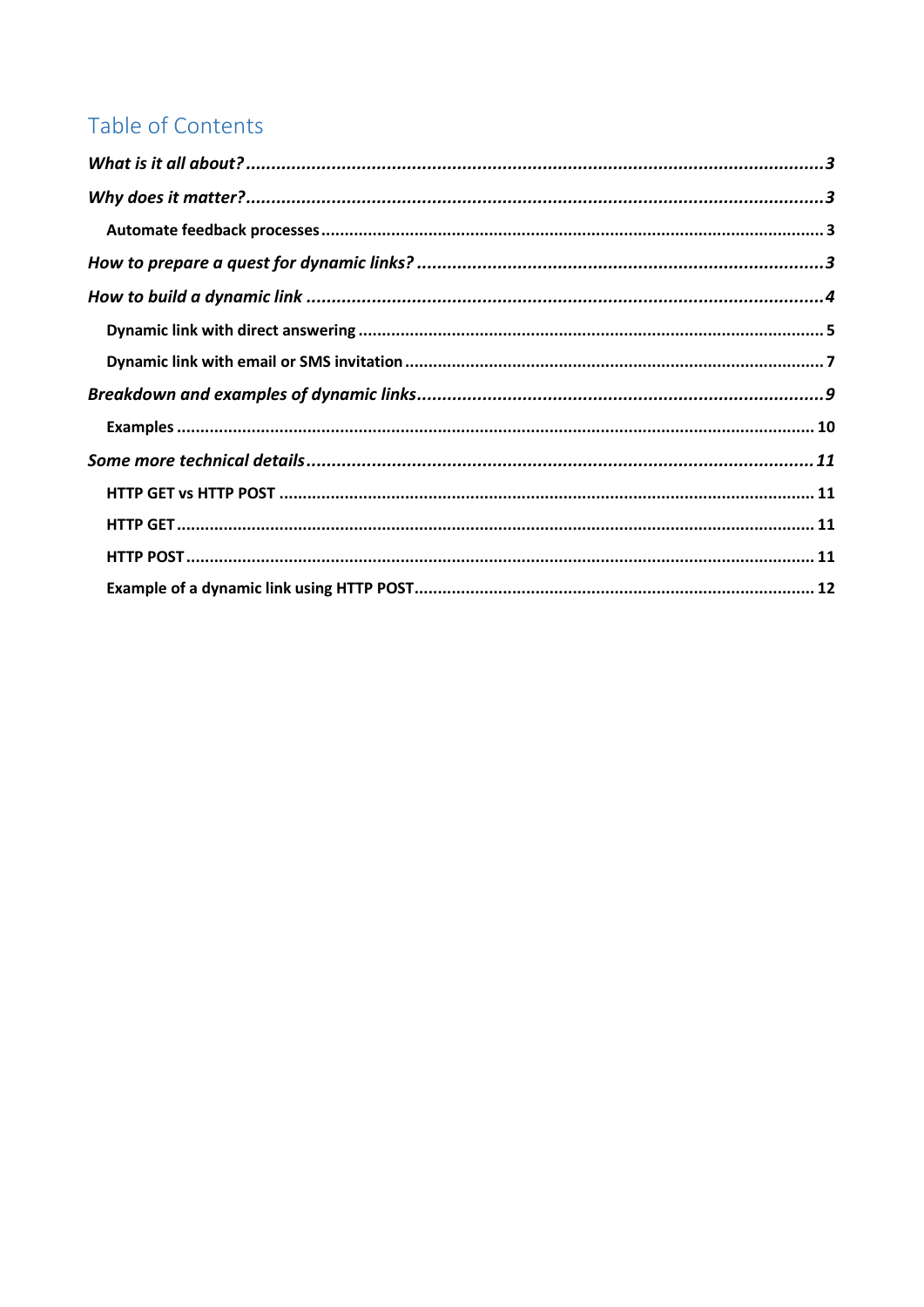# Table of Contents

*What is it all about?* ..... 3

*Why does it matter?* ..... 3

- **Automate feedback processes** ..... 3

*How to prepare a quest for dynamic links?* ..... 3

*How to build a dynamic link* ..... 4

- **Dynamic link with direct answering** ..... 5
- **Dynamic link with email or SMS invitation** ..... 7

*Breakdown and examples of dynamic links* ..... 9

- **Examples** ..... 10

*Some more technical details* ..... 11

- **HTTP GET vs HTTP POST** ..... 11
- **HTTP GET** ..... 11
- **HTTP POST** ..... 11
- **Example of a dynamic link using HTTP POST** ..... 12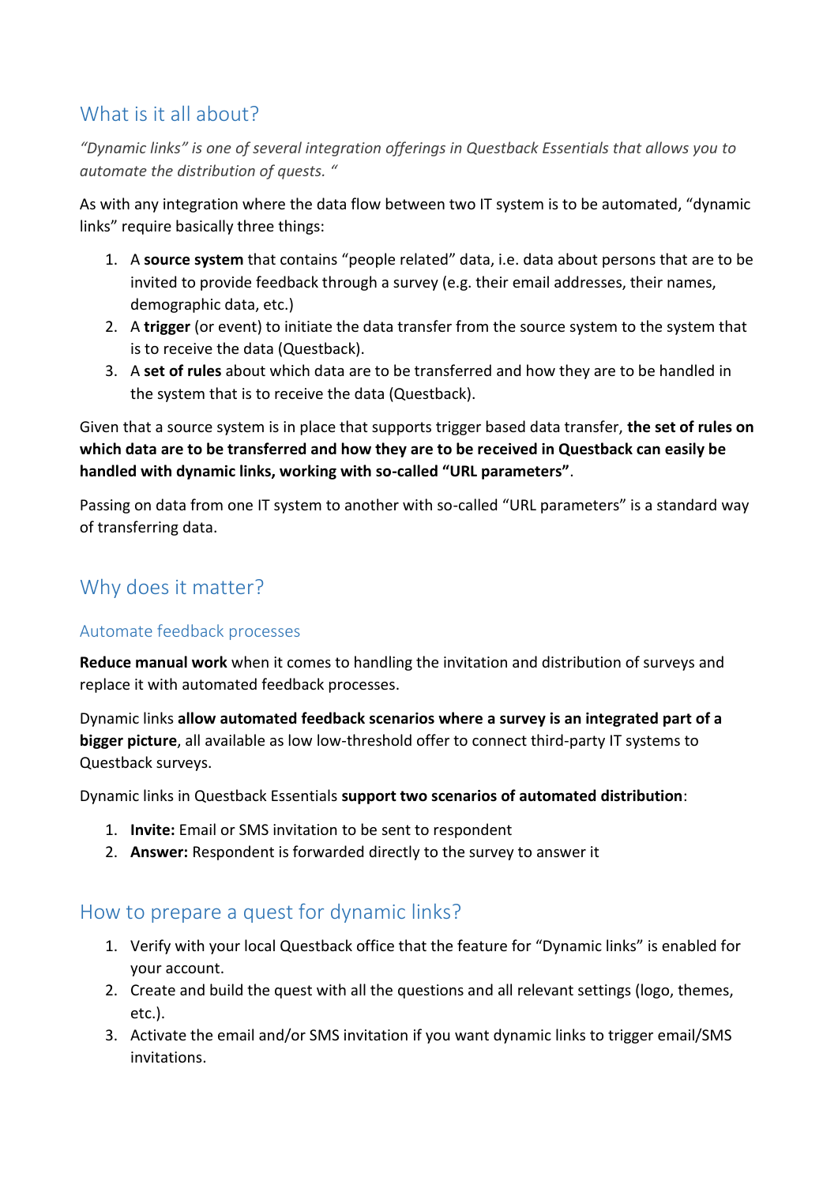## What is it all about?

*"Dynamic links" is one of several integration offerings in Questback Essentials that allows you to automate the distribution of quests. "*

As with any integration where the data flow between two IT system is to be automated, "dynamic links" require basically three things:

1. A **source system** that contains "people related" data, i.e. data about persons that are to be invited to provide feedback through a survey (e.g. their email addresses, their names, demographic data, etc.)
2. A **trigger** (or event) to initiate the data transfer from the source system to the system that is to receive the data (Questback).
3. A **set of rules** about which data are to be transferred and how they are to be handled in the system that is to receive the data (Questback).

Given that a source system is in place that supports trigger based data transfer, **the set of rules on which data are to be transferred and how they are to be received in Questback can easily be handled with dynamic links, working with so-called "URL parameters"**.

Passing on data from one IT system to another with so-called "URL parameters" is a standard way of transferring data.

## Why does it matter?

### Automate feedback processes

**Reduce manual work** when it comes to handling the invitation and distribution of surveys and replace it with automated feedback processes.

Dynamic links **allow automated feedback scenarios where a survey is an integrated part of a bigger picture**, all available as low low-threshold offer to connect third-party IT systems to Questback surveys.

Dynamic links in Questback Essentials **support two scenarios of automated distribution**:

1. **Invite:** Email or SMS invitation to be sent to respondent
2. **Answer:** Respondent is forwarded directly to the survey to answer it

## How to prepare a quest for dynamic links?

1. Verify with your local Questback office that the feature for "Dynamic links" is enabled for your account.
2. Create and build the quest with all the questions and all relevant settings (logo, themes, etc.).
3. Activate the email and/or SMS invitation if you want dynamic links to trigger email/SMS invitations.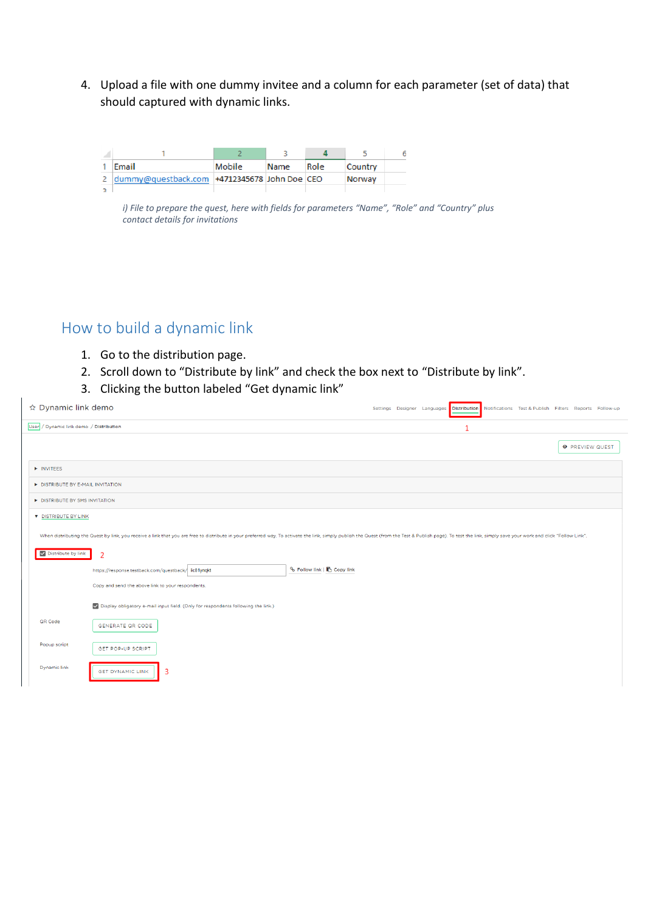4. Upload a file with one dummy invitee and a column for each parameter (set of data) that should captured with dynamic links.

| | 1 | 2 | 3 | 4 | 5 | 6 |
|---|---|---|---|---|---|---|
| 1 | Email | Mobile | Name | Role | Country | |
| 2 | dummy@questback.com | +4712345678 | John Doe | CEO | Norway | |

*i) File to prepare the quest, here with fields for parameters "Name", "Role" and "Country" plus contact details for invitations*

## How to build a dynamic link

1. Go to the distribution page.
2. Scroll down to "Distribute by link" and check the box next to "Distribute by link".
3. Clicking the button labeled "Get dynamic link"

☆ Dynamic link demo

Settings Designer Languages **Distribution** Notifications Test & Publish Filters Reports Follow-up

User / Dynamic link demo / Distribution

1

PREVIEW QUEST

▸ INVITEES

▸ DISTRIBUTE BY E-MAIL INVITATION

▸ DISTRIBUTE BY SMS INVITATION

▾ DISTRIBUTE BY LINK

When distributing the Quest by link, you receive a link that you are free to distribute in your preferred way. To activate the link, simply publish the Quest (from the Test & Publish page). To test the link, simply save your work and click "Follow Link".

☑ Distribute by link 2

https://response.testback.com/questback/ ic81ynqkt Follow link | Copy link

Copy and send the above link to your respondents.

☑ Display obligatory e-mail input field. (Only for respondents following the link.)

QR Code GENERATE QR CODE

Popup script GET POP-UP SCRIPT

Dynamic link GET DYNAMIC LINK 3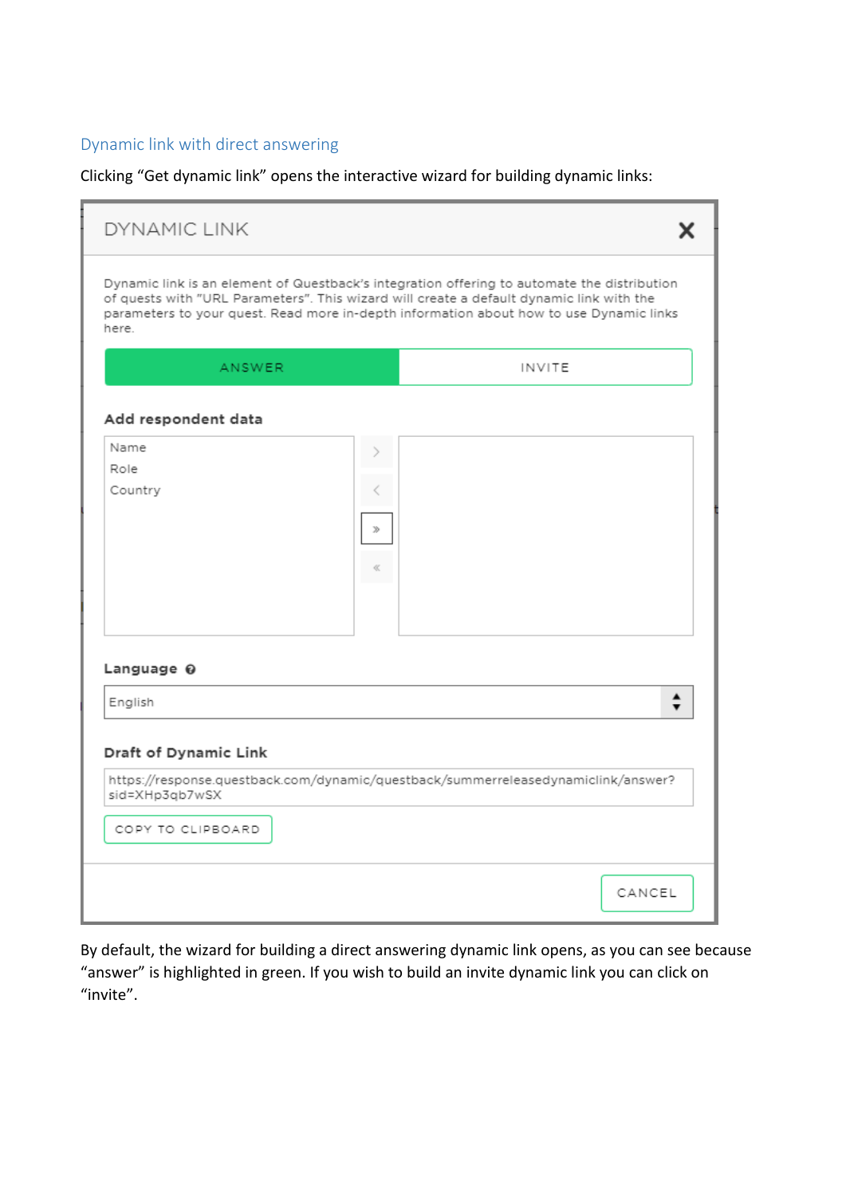## Dynamic link with direct answering

Clicking “Get dynamic link” opens the interactive wizard for building dynamic links:

DYNAMIC LINK

Dynamic link is an element of Questback's integration offering to automate the distribution of quests with "URL Parameters". This wizard will create a default dynamic link with the parameters to your quest. Read more in-depth information about how to use Dynamic links here.

ANSWER | INVITE

**Add respondent data**

Name
Role
Country

**Language**

English

**Draft of Dynamic Link**

https://response.questback.com/dynamic/questback/summerreleasedynamiclink/answer?sid=XHp3qb7wSX

COPY TO CLIPBOARD

CANCEL

By default, the wizard for building a direct answering dynamic link opens, as you can see because “answer” is highlighted in green. If you wish to build an invite dynamic link you can click on “invite”.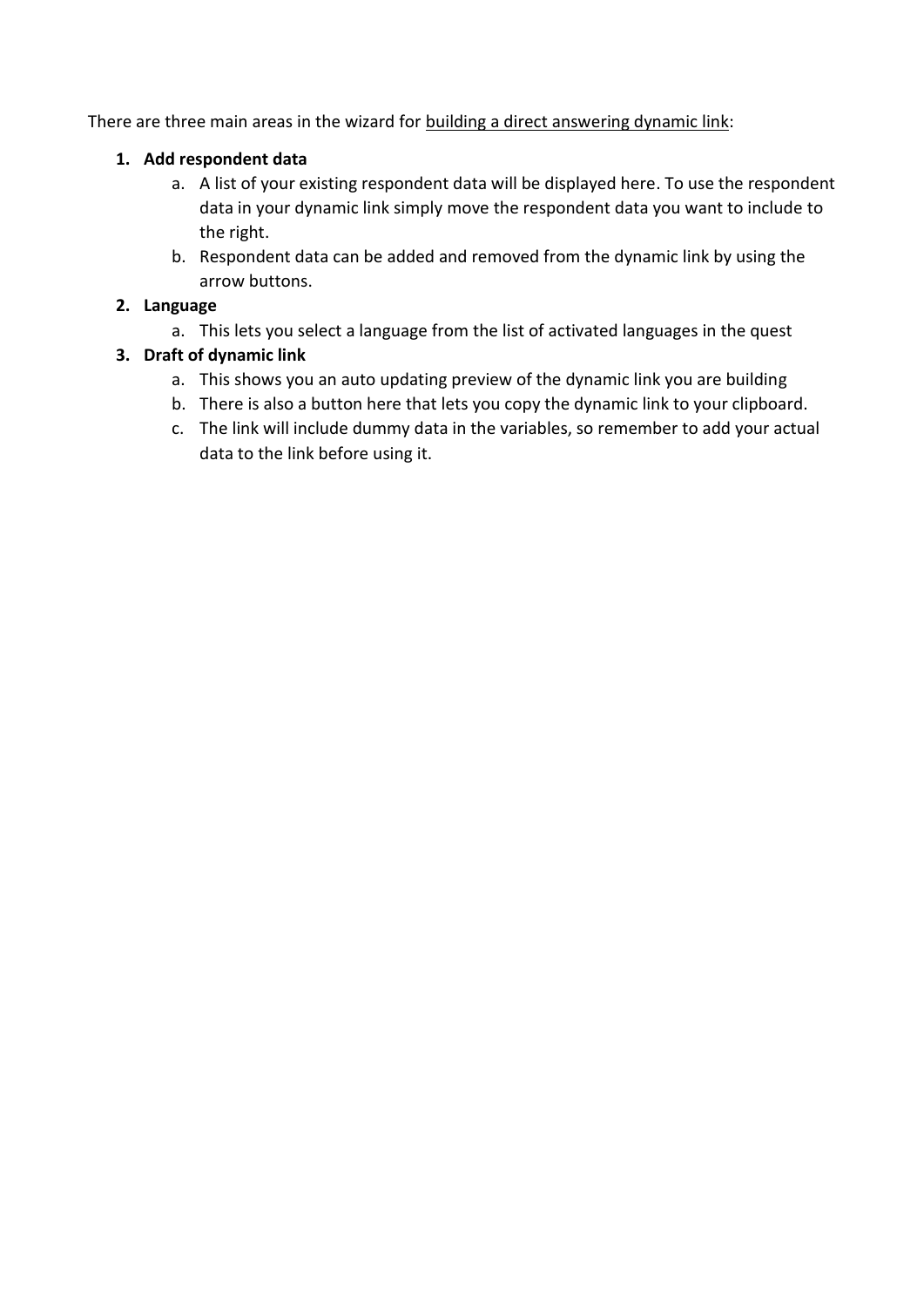There are three main areas in the wizard for building a direct answering dynamic link:

1. **Add respondent data**
    a. A list of your existing respondent data will be displayed here. To use the respondent data in your dynamic link simply move the respondent data you want to include to the right.
    b. Respondent data can be added and removed from the dynamic link by using the arrow buttons.
2. **Language**
    a. This lets you select a language from the list of activated languages in the quest
3. **Draft of dynamic link**
    a. This shows you an auto updating preview of the dynamic link you are building
    b. There is also a button here that lets you copy the dynamic link to your clipboard.
    c. The link will include dummy data in the variables, so remember to add your actual data to the link before using it.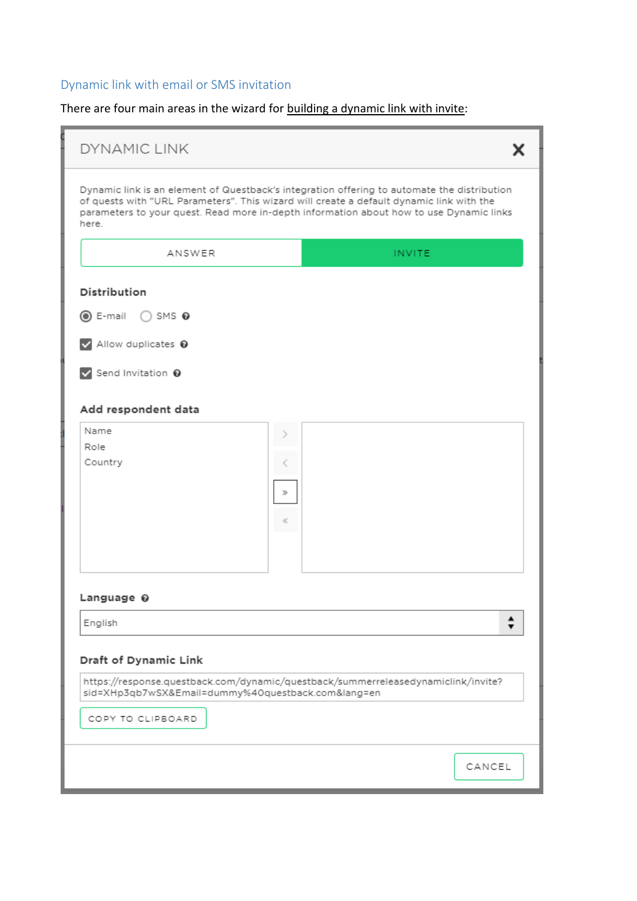## Dynamic link with email or SMS invitation

There are four main areas in the wizard for building a dynamic link with invite:

DYNAMIC LINK

Dynamic link is an element of Questback's integration offering to automate the distribution of quests with "URL Parameters". This wizard will create a default dynamic link with the parameters to your quest. Read more in-depth information about how to use Dynamic links here.

ANSWER | INVITE

**Distribution**

- E-mail
- SMS

- Allow duplicates
- Send Invitation

**Add respondent data**

Name
Role
Country

**Language**

English

**Draft of Dynamic Link**

https://response.questback.com/dynamic/questback/summerreleasedynamiclink/invite?sid=XHp3qb7wSX&Email=dummy%40questback.com&lang=en

COPY TO CLIPBOARD

CANCEL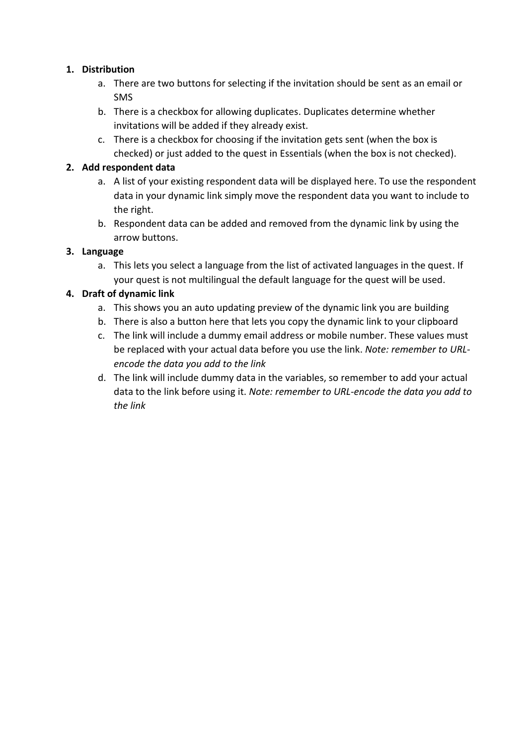1. **Distribution**
    a. There are two buttons for selecting if the invitation should be sent as an email or SMS
    b. There is a checkbox for allowing duplicates. Duplicates determine whether invitations will be added if they already exist.
    c. There is a checkbox for choosing if the invitation gets sent (when the box is checked) or just added to the quest in Essentials (when the box is not checked).
2. **Add respondent data**
    a. A list of your existing respondent data will be displayed here. To use the respondent data in your dynamic link simply move the respondent data you want to include to the right.
    b. Respondent data can be added and removed from the dynamic link by using the arrow buttons.
3. **Language**
    a. This lets you select a language from the list of activated languages in the quest. If your quest is not multilingual the default language for the quest will be used.
4. **Draft of dynamic link**
    a. This shows you an auto updating preview of the dynamic link you are building
    b. There is also a button here that lets you copy the dynamic link to your clipboard
    c. The link will include a dummy email address or mobile number. These values must be replaced with your actual data before you use the link. *Note: remember to URL-encode the data you add to the link*
    d. The link will include dummy data in the variables, so remember to add your actual data to the link before using it. *Note: remember to URL-encode the data you add to the link*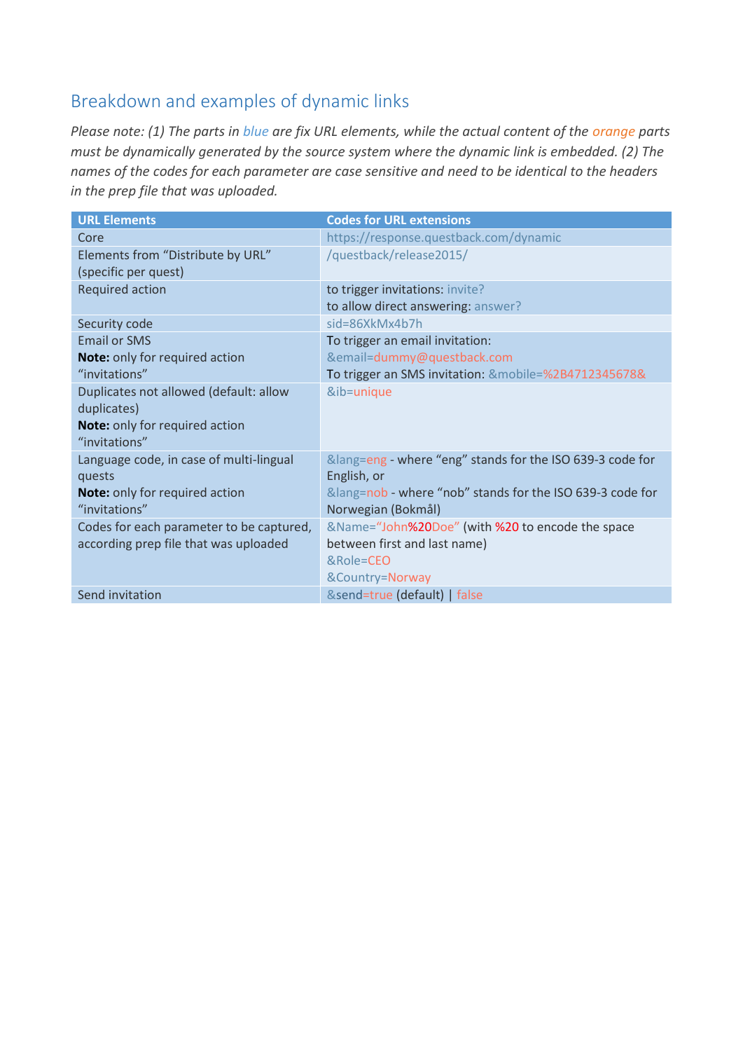## Breakdown and examples of dynamic links

*Please note: (1) The parts in blue are fix URL elements, while the actual content of the orange parts must be dynamically generated by the source system where the dynamic link is embedded. (2) The names of the codes for each parameter are case sensitive and need to be identical to the headers in the prep file that was uploaded.*

| URL Elements | Codes for URL extensions |
|---|---|
| Core | https://response.questback.com/dynamic |
| Elements from "Distribute by URL" (specific per quest) | /questback/release2015/ |
| Required action | to trigger invitations: invite?<br>to allow direct answering: answer? |
| Security code | sid=86XkMx4b7h |
| Email or SMS<br>**Note:** only for required action "invitations" | To trigger an email invitation:<br>&email=dummy@questback.com<br>To trigger an SMS invitation: &mobile=%2B4712345678& |
| Duplicates not allowed (default: allow duplicates)<br>**Note:** only for required action "invitations" | &ib=unique |
| Language code, in case of multi-lingual quests<br>**Note:** only for required action "invitations" | &lang=eng - where "eng" stands for the ISO 639-3 code for English, or<br>&lang=nob - where "nob" stands for the ISO 639-3 code for Norwegian (Bokmål) |
| Codes for each parameter to be captured, according prep file that was uploaded | &Name="John%20Doe" (with %20 to encode the space between first and last name)<br>&Role=CEO<br>&Country=Norway |
| Send invitation | &send=true (default) \| false |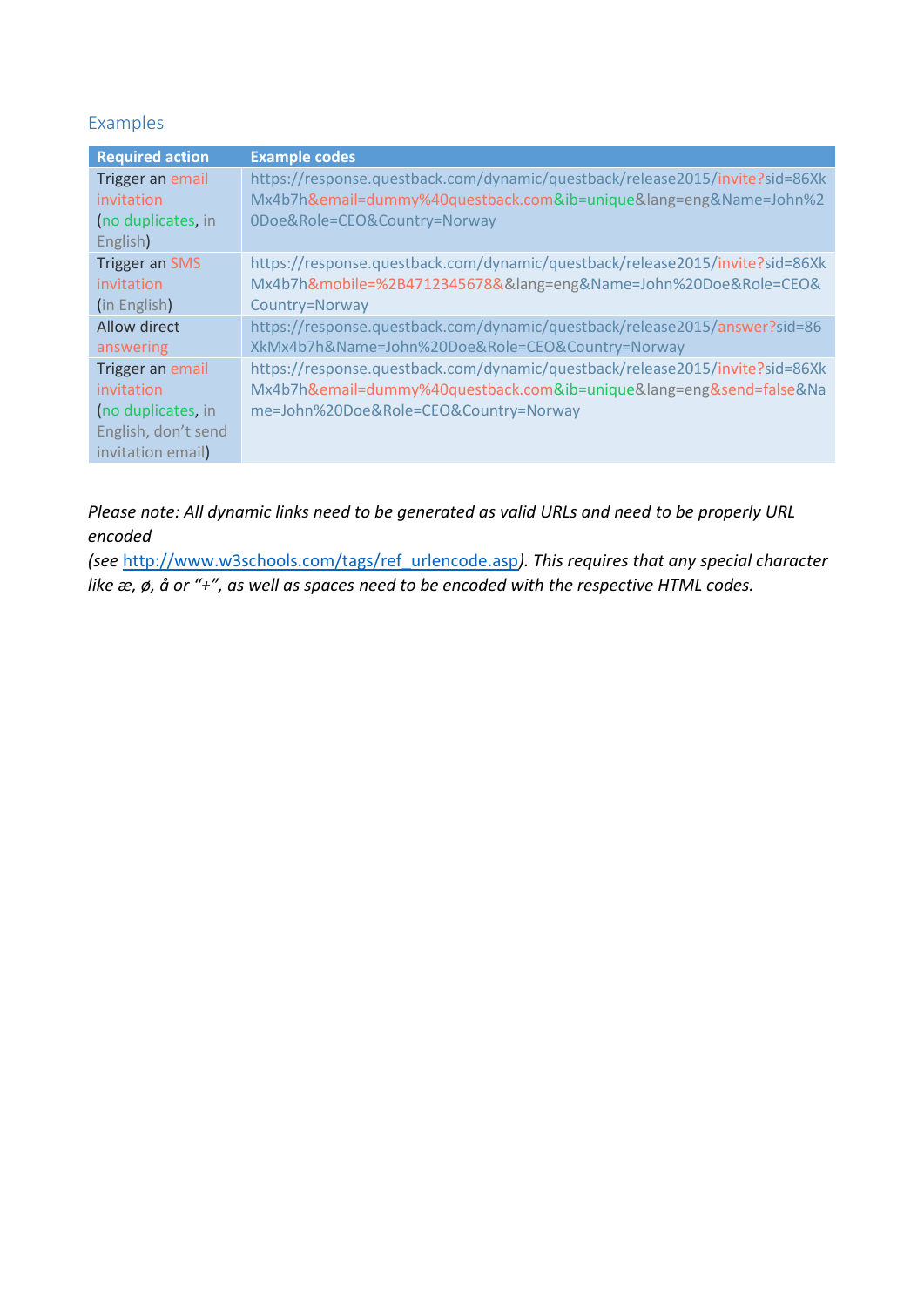## Examples

| Required action | Example codes |
|---|---|
| Trigger an email invitation (no duplicates, in English) | https://response.questback.com/dynamic/questback/release2015/invite?sid=86XkMx4b7h&email=dummy%40questback.com&ib=unique&lang=eng&Name=John%20Doe&Role=CEO&Country=Norway |
| Trigger an SMS invitation (in English) | https://response.questback.com/dynamic/questback/release2015/invite?sid=86XkMx4b7h&mobile=%2B4712345678&&lang=eng&Name=John%20Doe&Role=CEO&Country=Norway |
| Allow direct answering | https://response.questback.com/dynamic/questback/release2015/answer?sid=86XkMx4b7h&Name=John%20Doe&Role=CEO&Country=Norway |
| Trigger an email invitation (no duplicates, in English, don't send invitation email) | https://response.questback.com/dynamic/questback/release2015/invite?sid=86XkMx4b7h&email=dummy%40questback.com&ib=unique&lang=eng&send=false&Name=John%20Doe&Role=CEO&Country=Norway |

*Please note: All dynamic links need to be generated as valid URLs and need to be properly URL encoded (see [http://www.w3schools.com/tags/ref_urlencode.asp](http://www.w3schools.com/tags/ref_urlencode.asp)). This requires that any special character like æ, ø, å or "+", as well as spaces need to be encoded with the respective HTML codes.*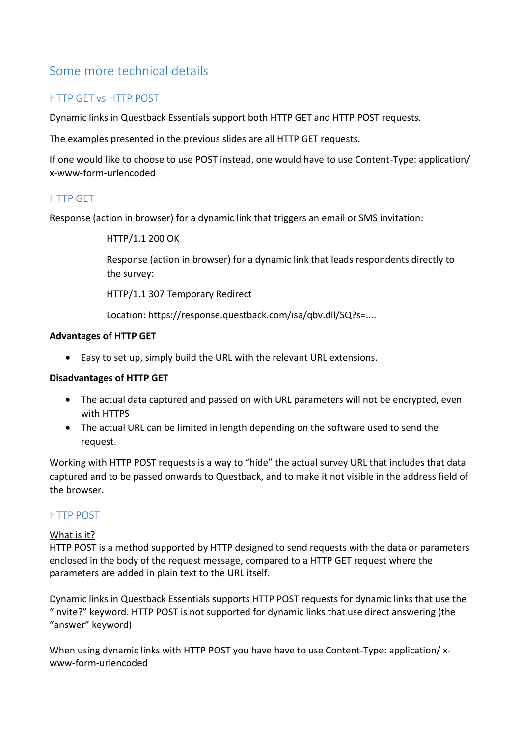# Some more technical details

## HTTP GET vs HTTP POST

Dynamic links in Questback Essentials support both HTTP GET and HTTP POST requests.

The examples presented in the previous slides are all HTTP GET requests.

If one would like to choose to use POST instead, one would have to use Content-Type: application/ x-www-form-urlencoded

## HTTP GET

Response (action in browser) for a dynamic link that triggers an email or SMS invitation:

> HTTP/1.1 200 OK
>
> Response (action in browser) for a dynamic link that leads respondents directly to the survey:
>
> HTTP/1.1 307 Temporary Redirect
>
> Location: https://response.questback.com/isa/qbv.dll/SQ?s=....

**Advantages of HTTP GET**

- Easy to set up, simply build the URL with the relevant URL extensions.

**Disadvantages of HTTP GET**

- The actual data captured and passed on with URL parameters will not be encrypted, even with HTTPS
- The actual URL can be limited in length depending on the software used to send the request.

Working with HTTP POST requests is a way to "hide" the actual survey URL that includes that data captured and to be passed onwards to Questback, and to make it not visible in the address field of the browser.

## HTTP POST

<u>What is it?</u>
HTTP POST is a method supported by HTTP designed to send requests with the data or parameters enclosed in the body of the request message, compared to a HTTP GET request where the parameters are added in plain text to the URL itself.

Dynamic links in Questback Essentials supports HTTP POST requests for dynamic links that use the "invite?" keyword. HTTP POST is not supported for dynamic links that use direct answering (the "answer" keyword)

When using dynamic links with HTTP POST you have have to use Content-Type: application/ x-www-form-urlencoded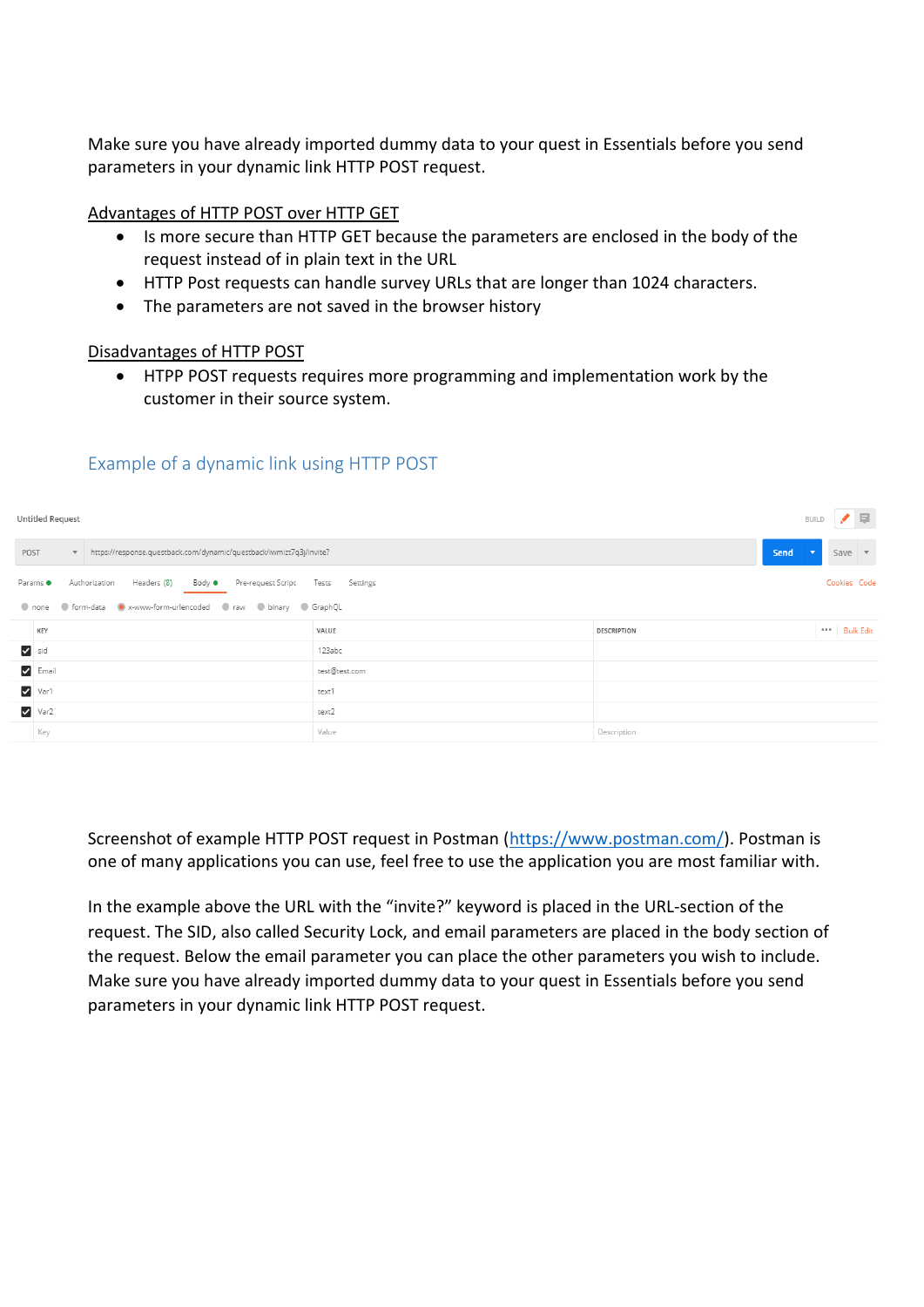Make sure you have already imported dummy data to your quest in Essentials before you send parameters in your dynamic link HTTP POST request.

<u>Advantages of HTTP POST over HTTP GET</u>

- Is more secure than HTTP GET because the parameters are enclosed in the body of the request instead of in plain text in the URL
- HTTP Post requests can handle survey URLs that are longer than 1024 characters.
- The parameters are not saved in the browser history

<u>Disadvantages of HTTP POST</u>

- HTPP POST requests requires more programming and implementation work by the customer in their source system.

## Example of a dynamic link using HTTP POST

Untitled Request

POST https://response.questback.com/dynamic/questback/wmizt7q3j/invite?

Body: x-www-form-urlencoded

| KEY | VALUE | DESCRIPTION |
|---|---|---|
| sid | 123abc | |
| Email | test@test.com | |
| Var1 | text1 | |
| Var2 | text2 | |

Screenshot of example HTTP POST request in Postman (https://www.postman.com/). Postman is one of many applications you can use, feel free to use the application you are most familiar with.

In the example above the URL with the "invite?" keyword is placed in the URL-section of the request. The SID, also called Security Lock, and email parameters are placed in the body section of the request. Below the email parameter you can place the other parameters you wish to include. Make sure you have already imported dummy data to your quest in Essentials before you send parameters in your dynamic link HTTP POST request.